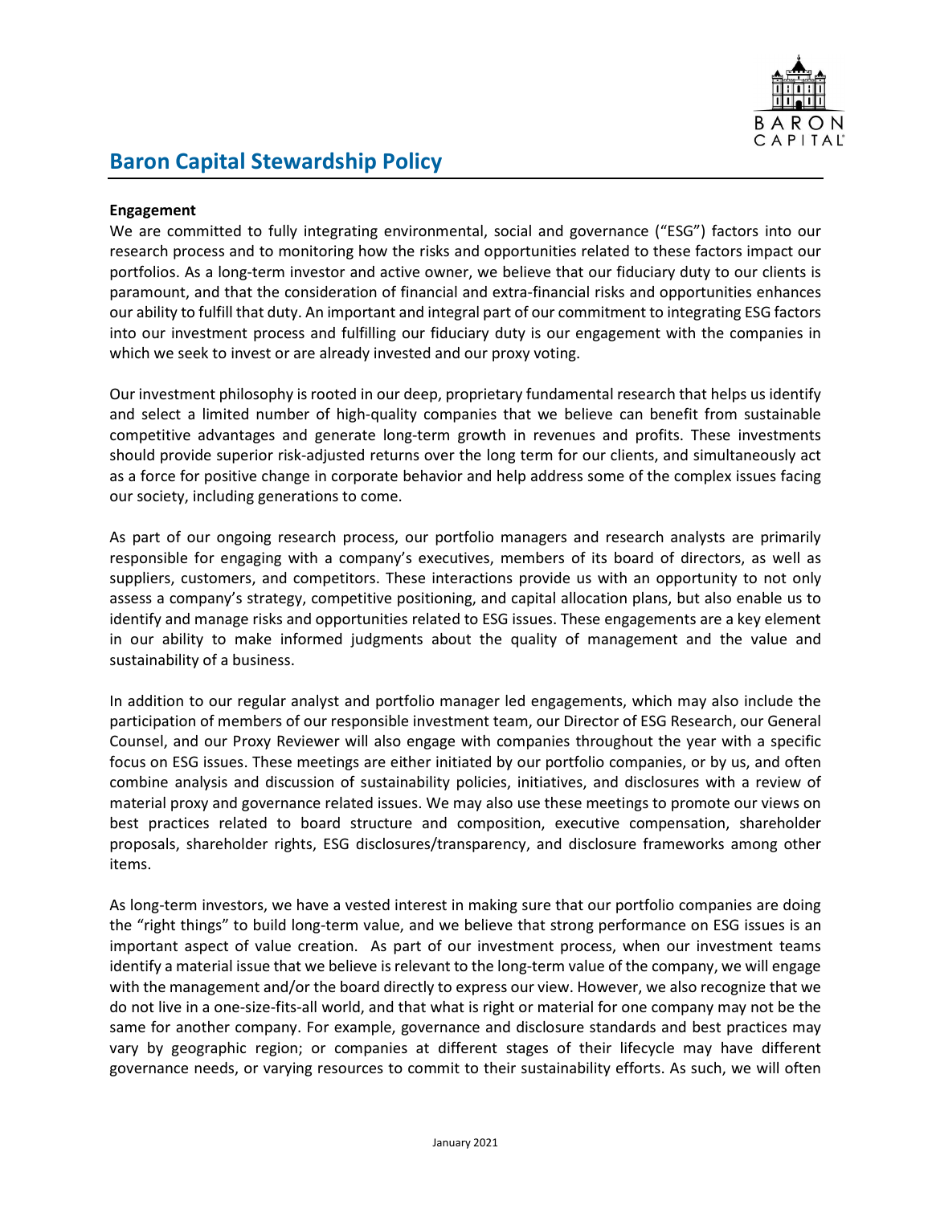# Baron Capital Stewardship Policy

**Engagement**

We are committed to fully integrating environmental, social and governance ("ESG") factors into our research process and to monitoring how the risks and opportunities related to these factors impact our portfolios. As a long-term investor and active owner, we believe that our fiduciary duty to our clients is paramount, and that the consideration of financial and extra-financial risks and opportunities enhances our ability to fulfill that duty. An important and integral part of our commitment to integrating ESG factors into our investment process and fulfilling our fiduciary duty is our engagement with the companies in which we seek to invest or are already invested and our proxy voting.

Our investment philosophy is rooted in our deep, proprietary fundamental research that helps us identify and select a limited number of high-quality companies that we believe can benefit from sustainable competitive advantages and generate long-term growth in revenues and profits. These investments should provide superior risk-adjusted returns over the long term for our clients, and simultaneously act as a force for positive change in corporate behavior and help address some of the complex issues facing our society, including generations to come.

As part of our ongoing research process, our portfolio managers and research analysts are primarily responsible for engaging with a company's executives, members of its board of directors, as well as suppliers, customers, and competitors. These interactions provide us with an opportunity to not only assess a company's strategy, competitive positioning, and capital allocation plans, but also enable us to identify and manage risks and opportunities related to ESG issues. These engagements are a key element in our ability to make informed judgments about the quality of management and the value and sustainability of a business.

In addition to our regular analyst and portfolio manager led engagements, which may also include the participation of members of our responsible investment team, our Director of ESG Research, our General Counsel, and our Proxy Reviewer will also engage with companies throughout the year with a specific focus on ESG issues. These meetings are either initiated by our portfolio companies, or by us, and often combine analysis and discussion of sustainability policies, initiatives, and disclosures with a review of material proxy and governance related issues. We may also use these meetings to promote our views on best practices related to board structure and composition, executive compensation, shareholder proposals, shareholder rights, ESG disclosures/transparency, and disclosure frameworks among other items.

As long-term investors, we have a vested interest in making sure that our portfolio companies are doing the "right things" to build long-term value, and we believe that strong performance on ESG issues is an important aspect of value creation. As part of our investment process, when our investment teams identify a material issue that we believe is relevant to the long-term value of the company, we will engage with the management and/or the board directly to express our view. However, we also recognize that we do not live in a one-size-fits-all world, and that what is right or material for one company may not be the same for another company. For example, governance and disclosure standards and best practices may vary by geographic region; or companies at different stages of their lifecycle may have different governance needs, or varying resources to commit to their sustainability efforts. As such, we will often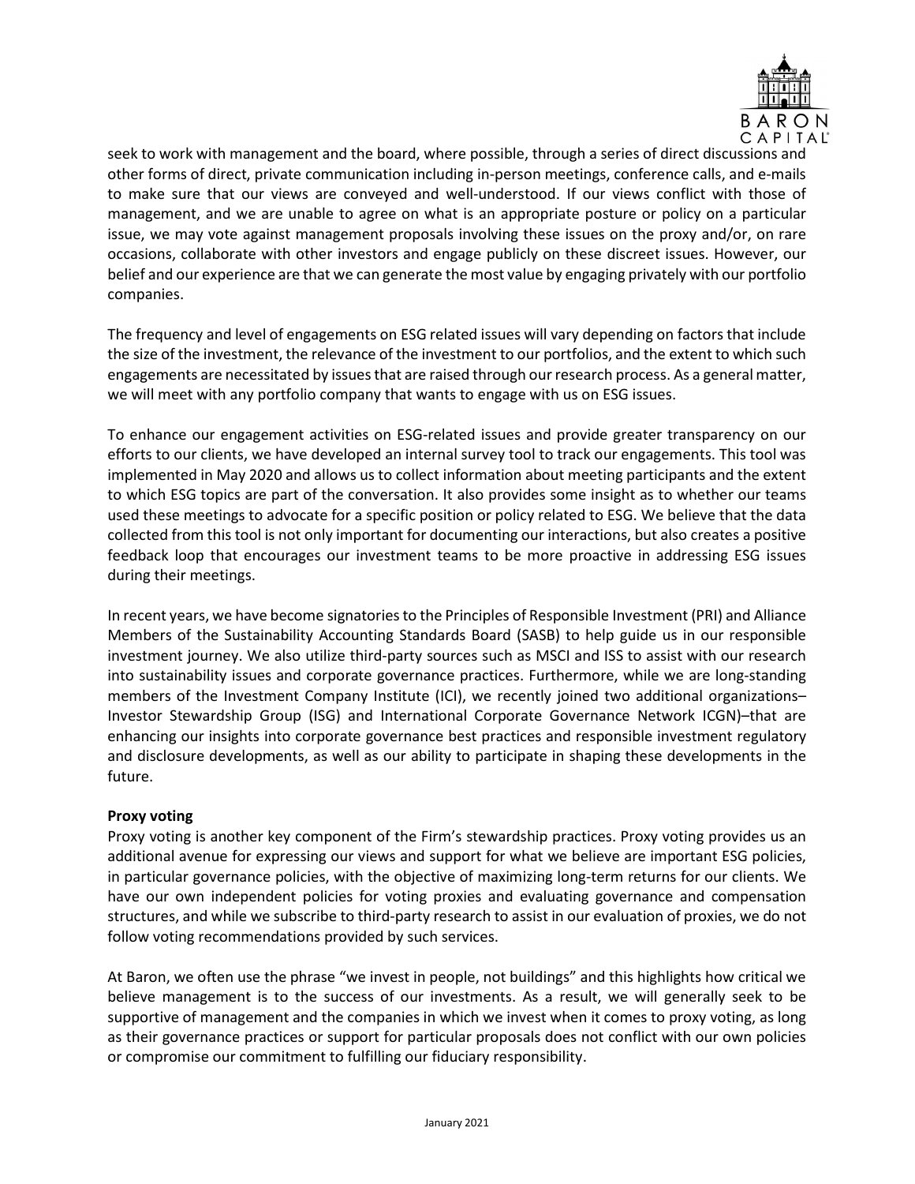seek to work with management and the board, where possible, through a series of direct discussions and other forms of direct, private communication including in-person meetings, conference calls, and e-mails to make sure that our views are conveyed and well-understood. If our views conflict with those of management, and we are unable to agree on what is an appropriate posture or policy on a particular issue, we may vote against management proposals involving these issues on the proxy and/or, on rare occasions, collaborate with other investors and engage publicly on these discreet issues. However, our belief and our experience are that we can generate the most value by engaging privately with our portfolio companies.

The frequency and level of engagements on ESG related issues will vary depending on factors that include the size of the investment, the relevance of the investment to our portfolios, and the extent to which such engagements are necessitated by issues that are raised through our research process. As a general matter, we will meet with any portfolio company that wants to engage with us on ESG issues.

To enhance our engagement activities on ESG-related issues and provide greater transparency on our efforts to our clients, we have developed an internal survey tool to track our engagements. This tool was implemented in May 2020 and allows us to collect information about meeting participants and the extent to which ESG topics are part of the conversation. It also provides some insight as to whether our teams used these meetings to advocate for a specific position or policy related to ESG. We believe that the data collected from this tool is not only important for documenting our interactions, but also creates a positive feedback loop that encourages our investment teams to be more proactive in addressing ESG issues during their meetings.

In recent years, we have become signatories to the Principles of Responsible Investment (PRI) and Alliance Members of the Sustainability Accounting Standards Board (SASB) to help guide us in our responsible investment journey. We also utilize third-party sources such as MSCI and ISS to assist with our research into sustainability issues and corporate governance practices. Furthermore, while we are long-standing members of the Investment Company Institute (ICI), we recently joined two additional organizations– Investor Stewardship Group (ISG) and International Corporate Governance Network ICGN)–that are enhancing our insights into corporate governance best practices and responsible investment regulatory and disclosure developments, as well as our ability to participate in shaping these developments in the future.

**Proxy voting**

Proxy voting is another key component of the Firm's stewardship practices. Proxy voting provides us an additional avenue for expressing our views and support for what we believe are important ESG policies, in particular governance policies, with the objective of maximizing long-term returns for our clients. We have our own independent policies for voting proxies and evaluating governance and compensation structures, and while we subscribe to third-party research to assist in our evaluation of proxies, we do not follow voting recommendations provided by such services.

At Baron, we often use the phrase "we invest in people, not buildings" and this highlights how critical we believe management is to the success of our investments. As a result, we will generally seek to be supportive of management and the companies in which we invest when it comes to proxy voting, as long as their governance practices or support for particular proposals does not conflict with our own policies or compromise our commitment to fulfilling our fiduciary responsibility.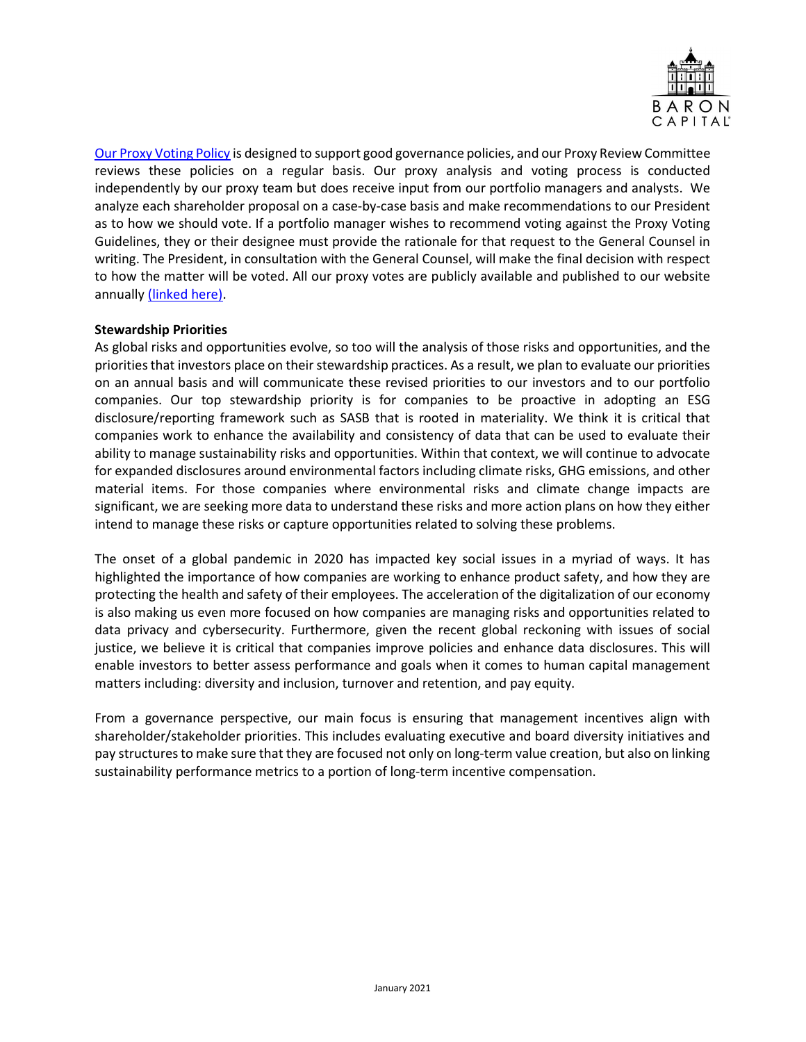[Our Proxy Voting Policy] is designed to support good governance policies, and our Proxy Review Committee reviews these policies on a regular basis. Our proxy analysis and voting process is conducted independently by our proxy team but does receive input from our portfolio managers and analysts. We analyze each shareholder proposal on a case-by-case basis and make recommendations to our President as to how we should vote. If a portfolio manager wishes to recommend voting against the Proxy Voting Guidelines, they or their designee must provide the rationale for that request to the General Counsel in writing. The President, in consultation with the General Counsel, will make the final decision with respect to how the matter will be voted. All our proxy votes are publicly available and published to our website annually (linked here).

**Stewardship Priorities**

As global risks and opportunities evolve, so too will the analysis of those risks and opportunities, and the priorities that investors place on their stewardship practices. As a result, we plan to evaluate our priorities on an annual basis and will communicate these revised priorities to our investors and to our portfolio companies. Our top stewardship priority is for companies to be proactive in adopting an ESG disclosure/reporting framework such as SASB that is rooted in materiality. We think it is critical that companies work to enhance the availability and consistency of data that can be used to evaluate their ability to manage sustainability risks and opportunities. Within that context, we will continue to advocate for expanded disclosures around environmental factors including climate risks, GHG emissions, and other material items. For those companies where environmental risks and climate change impacts are significant, we are seeking more data to understand these risks and more action plans on how they either intend to manage these risks or capture opportunities related to solving these problems.

The onset of a global pandemic in 2020 has impacted key social issues in a myriad of ways. It has highlighted the importance of how companies are working to enhance product safety, and how they are protecting the health and safety of their employees. The acceleration of the digitalization of our economy is also making us even more focused on how companies are managing risks and opportunities related to data privacy and cybersecurity. Furthermore, given the recent global reckoning with issues of social justice, we believe it is critical that companies improve policies and enhance data disclosures. This will enable investors to better assess performance and goals when it comes to human capital management matters including: diversity and inclusion, turnover and retention, and pay equity.

From a governance perspective, our main focus is ensuring that management incentives align with shareholder/stakeholder priorities. This includes evaluating executive and board diversity initiatives and pay structures to make sure that they are focused not only on long-term value creation, but also on linking sustainability performance metrics to a portion of long-term incentive compensation.

January 2021